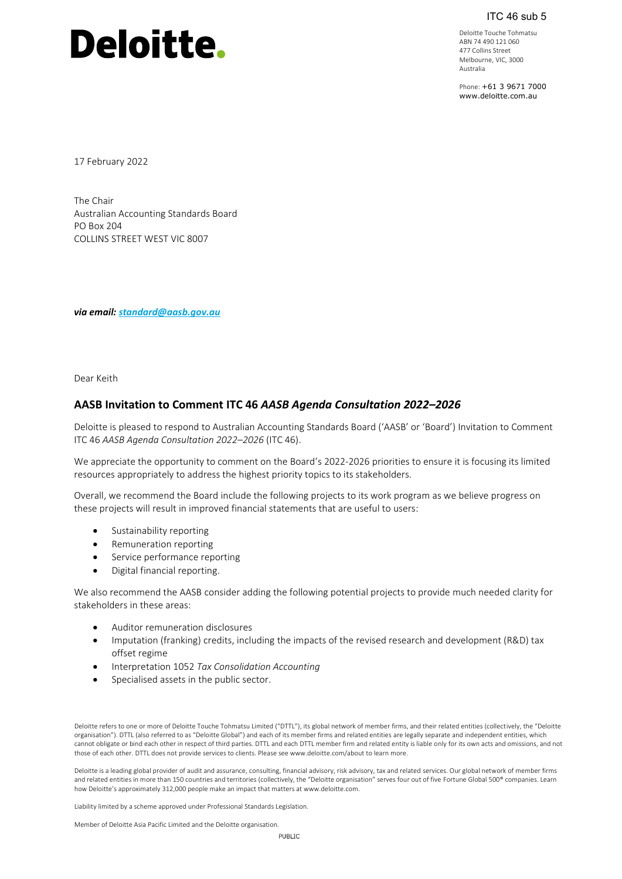ITC 46 sub 5

# Deloitte.

Deloitte Touche Tohmatsu
ABN 74 490 121 060
477 Collins Street
Melbourne, VIC, 3000
Australia

Phone: +61 3 9671 7000
www.deloitte.com.au

17 February 2022

The Chair
Australian Accounting Standards Board
PO Box 204
COLLINS STREET WEST VIC 8007

***via email: standard@aasb.gov.au***

Dear Keith

## AASB Invitation to Comment ITC 46 *AASB Agenda Consultation 2022–2026*

Deloitte is pleased to respond to Australian Accounting Standards Board ('AASB' or 'Board') Invitation to Comment ITC 46 *AASB Agenda Consultation 2022–2026* (ITC 46).

We appreciate the opportunity to comment on the Board's 2022-2026 priorities to ensure it is focusing its limited resources appropriately to address the highest priority topics to its stakeholders.

Overall, we recommend the Board include the following projects to its work program as we believe progress on these projects will result in improved financial statements that are useful to users:

- Sustainability reporting
- Remuneration reporting
- Service performance reporting
- Digital financial reporting.

We also recommend the AASB consider adding the following potential projects to provide much needed clarity for stakeholders in these areas:

- Auditor remuneration disclosures
- Imputation (franking) credits, including the impacts of the revised research and development (R&D) tax offset regime
- Interpretation 1052 *Tax Consolidation Accounting*
- Specialised assets in the public sector.

Deloitte refers to one or more of Deloitte Touche Tohmatsu Limited ("DTTL"), its global network of member firms, and their related entities (collectively, the "Deloitte organisation"). DTTL (also referred to as "Deloitte Global") and each of its member firms and related entities are legally separate and independent entities, which cannot obligate or bind each other in respect of third parties. DTTL and each DTTL member firm and related entity is liable only for its own acts and omissions, and not those of each other. DTTL does not provide services to clients. Please see www.deloitte.com/about to learn more.

Deloitte is a leading global provider of audit and assurance, consulting, financial advisory, risk advisory, tax and related services. Our global network of member firms and related entities in more than 150 countries and territories (collectively, the "Deloitte organisation" serves four out of five Fortune Global 500® companies. Learn how Deloitte's approximately 312,000 people make an impact that matters at www.deloitte.com.

Liability limited by a scheme approved under Professional Standards Legislation.

Member of Deloitte Asia Pacific Limited and the Deloitte organisation.

PUBLIC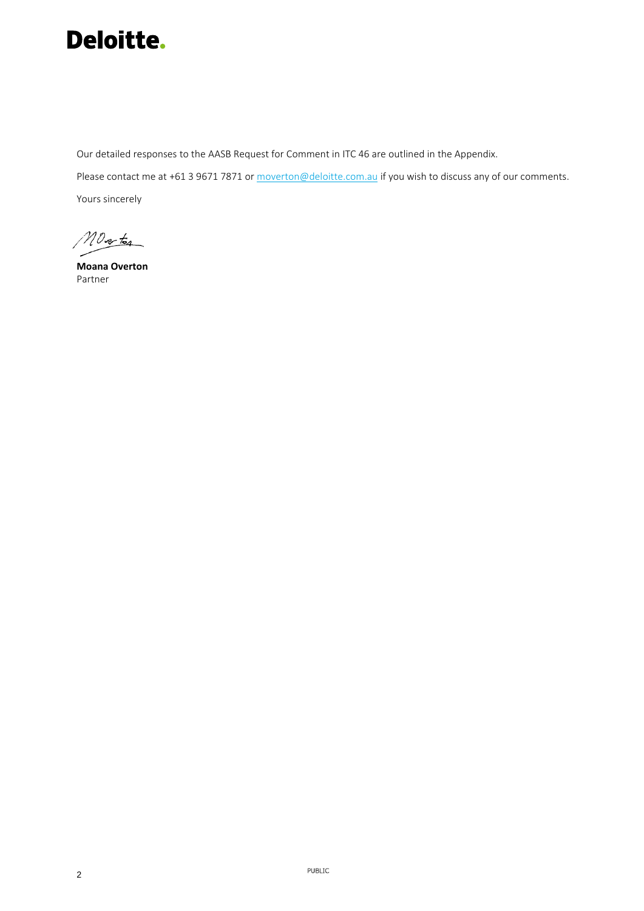Our detailed responses to the AASB Request for Comment in ITC 46 are outlined in the Appendix.

Please contact me at +61 3 9671 7871 or moverton@deloitte.com.au if you wish to discuss any of our comments.

Yours sincerely

**Moana Overton**
Partner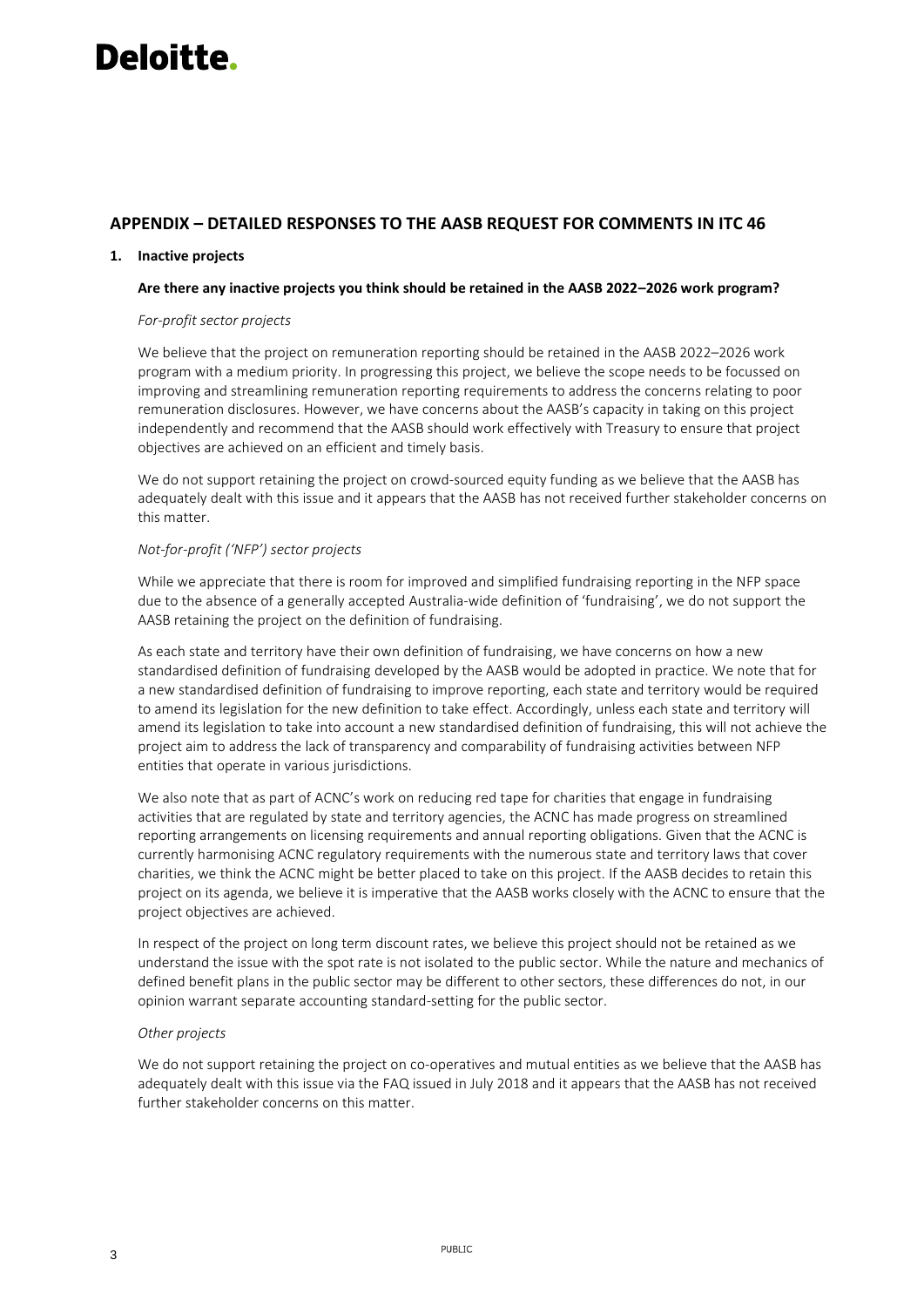## APPENDIX – DETAILED RESPONSES TO THE AASB REQUEST FOR COMMENTS IN ITC 46

### 1. Inactive projects

**Are there any inactive projects you think should be retained in the AASB 2022–2026 work program?**

*For-profit sector projects*

We believe that the project on remuneration reporting should be retained in the AASB 2022–2026 work program with a medium priority. In progressing this project, we believe the scope needs to be focussed on improving and streamlining remuneration reporting requirements to address the concerns relating to poor remuneration disclosures. However, we have concerns about the AASB's capacity in taking on this project independently and recommend that the AASB should work effectively with Treasury to ensure that project objectives are achieved on an efficient and timely basis.

We do not support retaining the project on crowd-sourced equity funding as we believe that the AASB has adequately dealt with this issue and it appears that the AASB has not received further stakeholder concerns on this matter.

*Not-for-profit ('NFP') sector projects*

While we appreciate that there is room for improved and simplified fundraising reporting in the NFP space due to the absence of a generally accepted Australia-wide definition of 'fundraising', we do not support the AASB retaining the project on the definition of fundraising.

As each state and territory have their own definition of fundraising, we have concerns on how a new standardised definition of fundraising developed by the AASB would be adopted in practice. We note that for a new standardised definition of fundraising to improve reporting, each state and territory would be required to amend its legislation for the new definition to take effect. Accordingly, unless each state and territory will amend its legislation to take into account a new standardised definition of fundraising, this will not achieve the project aim to address the lack of transparency and comparability of fundraising activities between NFP entities that operate in various jurisdictions.

We also note that as part of ACNC's work on reducing red tape for charities that engage in fundraising activities that are regulated by state and territory agencies, the ACNC has made progress on streamlined reporting arrangements on licensing requirements and annual reporting obligations. Given that the ACNC is currently harmonising ACNC regulatory requirements with the numerous state and territory laws that cover charities, we think the ACNC might be better placed to take on this project. If the AASB decides to retain this project on its agenda, we believe it is imperative that the AASB works closely with the ACNC to ensure that the project objectives are achieved.

In respect of the project on long term discount rates, we believe this project should not be retained as we understand the issue with the spot rate is not isolated to the public sector. While the nature and mechanics of defined benefit plans in the public sector may be different to other sectors, these differences do not, in our opinion warrant separate accounting standard-setting for the public sector.

*Other projects*

We do not support retaining the project on co-operatives and mutual entities as we believe that the AASB has adequately dealt with this issue via the FAQ issued in July 2018 and it appears that the AASB has not received further stakeholder concerns on this matter.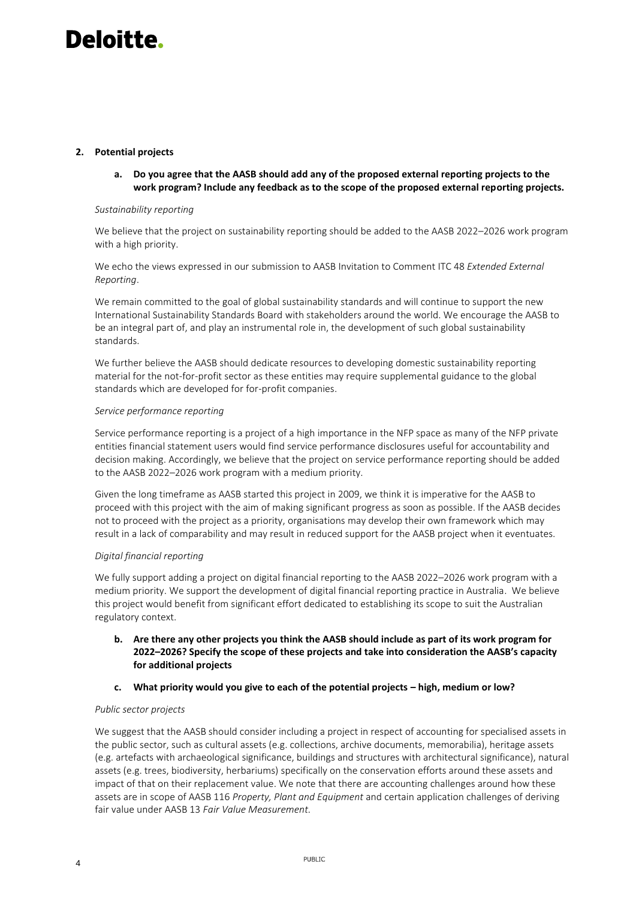## 2. Potential projects

### a. Do you agree that the AASB should add any of the proposed external reporting projects to the work program? Include any feedback as to the scope of the proposed external reporting projects.

*Sustainability reporting*

We believe that the project on sustainability reporting should be added to the AASB 2022–2026 work program with a high priority.

We echo the views expressed in our submission to AASB Invitation to Comment ITC 48 *Extended External Reporting*.

We remain committed to the goal of global sustainability standards and will continue to support the new International Sustainability Standards Board with stakeholders around the world. We encourage the AASB to be an integral part of, and play an instrumental role in, the development of such global sustainability standards.

We further believe the AASB should dedicate resources to developing domestic sustainability reporting material for the not-for-profit sector as these entities may require supplemental guidance to the global standards which are developed for for-profit companies.

*Service performance reporting*

Service performance reporting is a project of a high importance in the NFP space as many of the NFP private entities financial statement users would find service performance disclosures useful for accountability and decision making. Accordingly, we believe that the project on service performance reporting should be added to the AASB 2022–2026 work program with a medium priority.

Given the long timeframe as AASB started this project in 2009, we think it is imperative for the AASB to proceed with this project with the aim of making significant progress as soon as possible. If the AASB decides not to proceed with the project as a priority, organisations may develop their own framework which may result in a lack of comparability and may result in reduced support for the AASB project when it eventuates.

*Digital financial reporting*

We fully support adding a project on digital financial reporting to the AASB 2022–2026 work program with a medium priority. We support the development of digital financial reporting practice in Australia. We believe this project would benefit from significant effort dedicated to establishing its scope to suit the Australian regulatory context.

### b. Are there any other projects you think the AASB should include as part of its work program for 2022–2026? Specify the scope of these projects and take into consideration the AASB's capacity for additional projects

### c. What priority would you give to each of the potential projects – high, medium or low?

*Public sector projects*

We suggest that the AASB should consider including a project in respect of accounting for specialised assets in the public sector, such as cultural assets (e.g. collections, archive documents, memorabilia), heritage assets (e.g. artefacts with archaeological significance, buildings and structures with architectural significance), natural assets (e.g. trees, biodiversity, herbariums) specifically on the conservation efforts around these assets and impact of that on their replacement value. We note that there are accounting challenges around how these assets are in scope of AASB 116 *Property, Plant and Equipment* and certain application challenges of deriving fair value under AASB 13 *Fair Value Measurement.*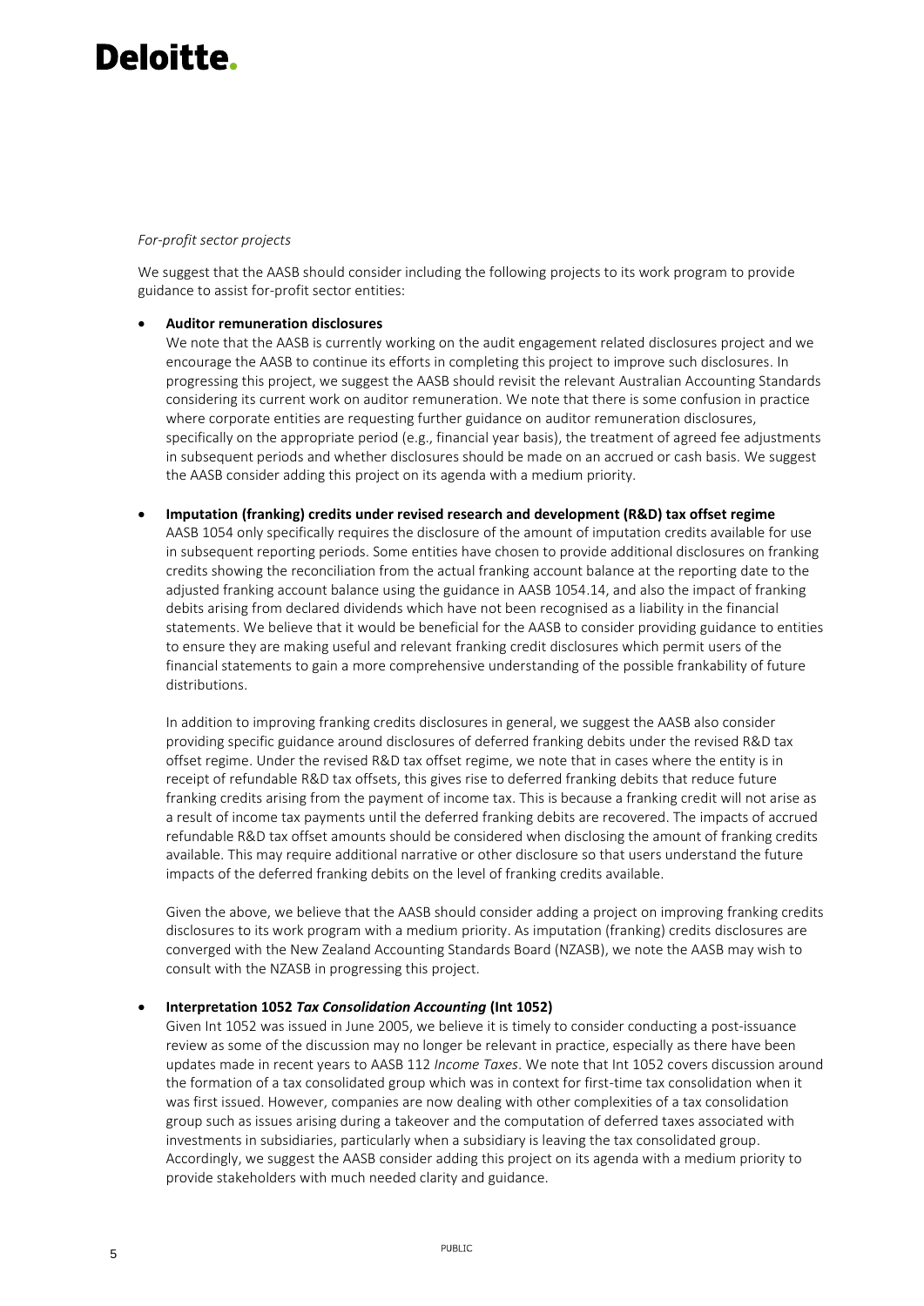*For-profit sector projects*

We suggest that the AASB should consider including the following projects to its work program to provide guidance to assist for-profit sector entities:

- **Auditor remuneration disclosures**
  We note that the AASB is currently working on the audit engagement related disclosures project and we encourage the AASB to continue its efforts in completing this project to improve such disclosures. In progressing this project, we suggest the AASB should revisit the relevant Australian Accounting Standards considering its current work on auditor remuneration. We note that there is some confusion in practice where corporate entities are requesting further guidance on auditor remuneration disclosures, specifically on the appropriate period (e.g., financial year basis), the treatment of agreed fee adjustments in subsequent periods and whether disclosures should be made on an accrued or cash basis. We suggest the AASB consider adding this project on its agenda with a medium priority.

- **Imputation (franking) credits under revised research and development (R&D) tax offset regime**
  AASB 1054 only specifically requires the disclosure of the amount of imputation credits available for use in subsequent reporting periods. Some entities have chosen to provide additional disclosures on franking credits showing the reconciliation from the actual franking account balance at the reporting date to the adjusted franking account balance using the guidance in AASB 1054.14, and also the impact of franking debits arising from declared dividends which have not been recognised as a liability in the financial statements. We believe that it would be beneficial for the AASB to consider providing guidance to entities to ensure they are making useful and relevant franking credit disclosures which permit users of the financial statements to gain a more comprehensive understanding of the possible frankability of future distributions.

  In addition to improving franking credits disclosures in general, we suggest the AASB also consider providing specific guidance around disclosures of deferred franking debits under the revised R&D tax offset regime. Under the revised R&D tax offset regime, we note that in cases where the entity is in receipt of refundable R&D tax offsets, this gives rise to deferred franking debits that reduce future franking credits arising from the payment of income tax. This is because a franking credit will not arise as a result of income tax payments until the deferred franking debits are recovered. The impacts of accrued refundable R&D tax offset amounts should be considered when disclosing the amount of franking credits available. This may require additional narrative or other disclosure so that users understand the future impacts of the deferred franking debits on the level of franking credits available.

  Given the above, we believe that the AASB should consider adding a project on improving franking credits disclosures to its work program with a medium priority. As imputation (franking) credits disclosures are converged with the New Zealand Accounting Standards Board (NZASB), we note the AASB may wish to consult with the NZASB in progressing this project.

- **Interpretation 1052 *Tax Consolidation Accounting* (Int 1052)**
  Given Int 1052 was issued in June 2005, we believe it is timely to consider conducting a post-issuance review as some of the discussion may no longer be relevant in practice, especially as there have been updates made in recent years to AASB 112 *Income Taxes*. We note that Int 1052 covers discussion around the formation of a tax consolidated group which was in context for first-time tax consolidation when it was first issued. However, companies are now dealing with other complexities of a tax consolidation group such as issues arising during a takeover and the computation of deferred taxes associated with investments in subsidiaries, particularly when a subsidiary is leaving the tax consolidated group. Accordingly, we suggest the AASB consider adding this project on its agenda with a medium priority to provide stakeholders with much needed clarity and guidance.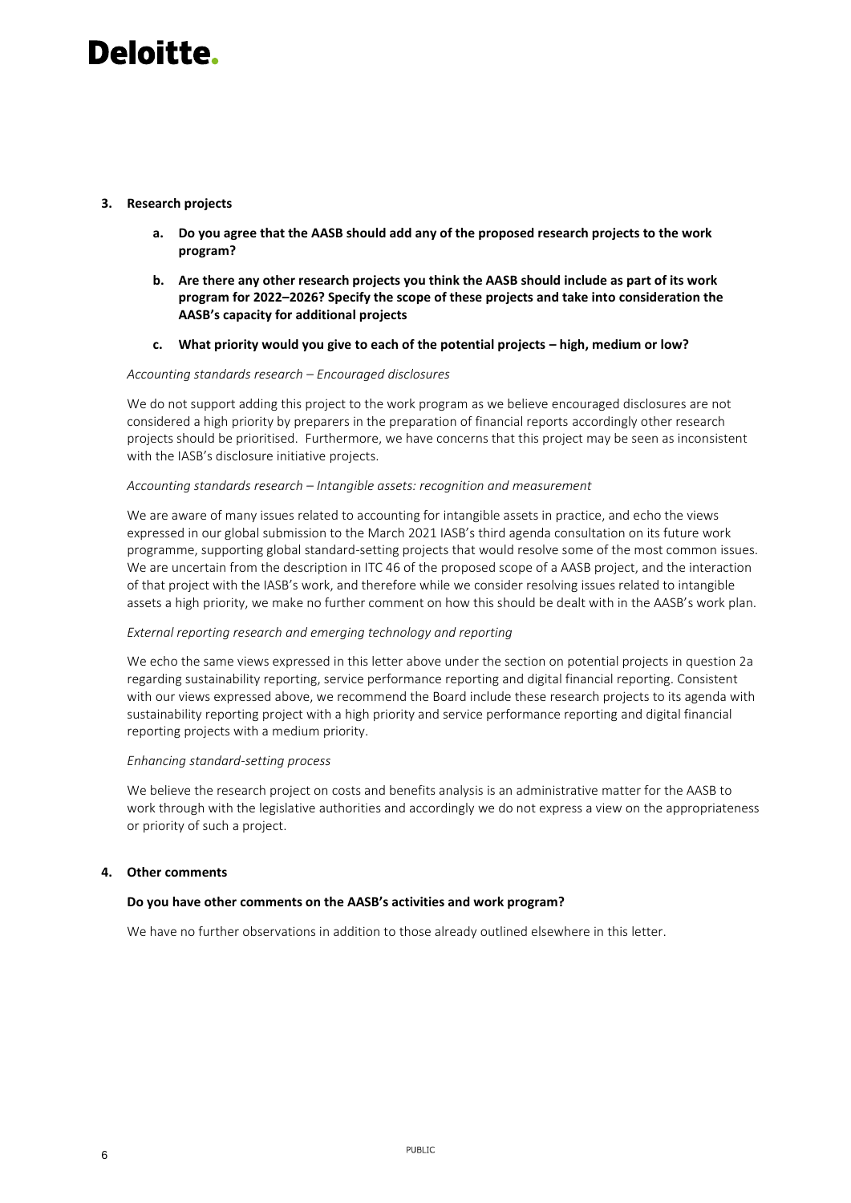**3. Research projects**

- **a. Do you agree that the AASB should add any of the proposed research projects to the work program?**
- **b. Are there any other research projects you think the AASB should include as part of its work program for 2022–2026? Specify the scope of these projects and take into consideration the AASB's capacity for additional projects**
- **c. What priority would you give to each of the potential projects – high, medium or low?**

*Accounting standards research – Encouraged disclosures*

We do not support adding this project to the work program as we believe encouraged disclosures are not considered a high priority by preparers in the preparation of financial reports accordingly other research projects should be prioritised. Furthermore, we have concerns that this project may be seen as inconsistent with the IASB's disclosure initiative projects.

*Accounting standards research – Intangible assets: recognition and measurement*

We are aware of many issues related to accounting for intangible assets in practice, and echo the views expressed in our global submission to the March 2021 IASB's third agenda consultation on its future work programme, supporting global standard-setting projects that would resolve some of the most common issues. We are uncertain from the description in ITC 46 of the proposed scope of a AASB project, and the interaction of that project with the IASB's work, and therefore while we consider resolving issues related to intangible assets a high priority, we make no further comment on how this should be dealt with in the AASB's work plan.

*External reporting research and emerging technology and reporting*

We echo the same views expressed in this letter above under the section on potential projects in question 2a regarding sustainability reporting, service performance reporting and digital financial reporting. Consistent with our views expressed above, we recommend the Board include these research projects to its agenda with sustainability reporting project with a high priority and service performance reporting and digital financial reporting projects with a medium priority.

*Enhancing standard-setting process*

We believe the research project on costs and benefits analysis is an administrative matter for the AASB to work through with the legislative authorities and accordingly we do not express a view on the appropriateness or priority of such a project.

**4. Other comments**

**Do you have other comments on the AASB's activities and work program?**

We have no further observations in addition to those already outlined elsewhere in this letter.